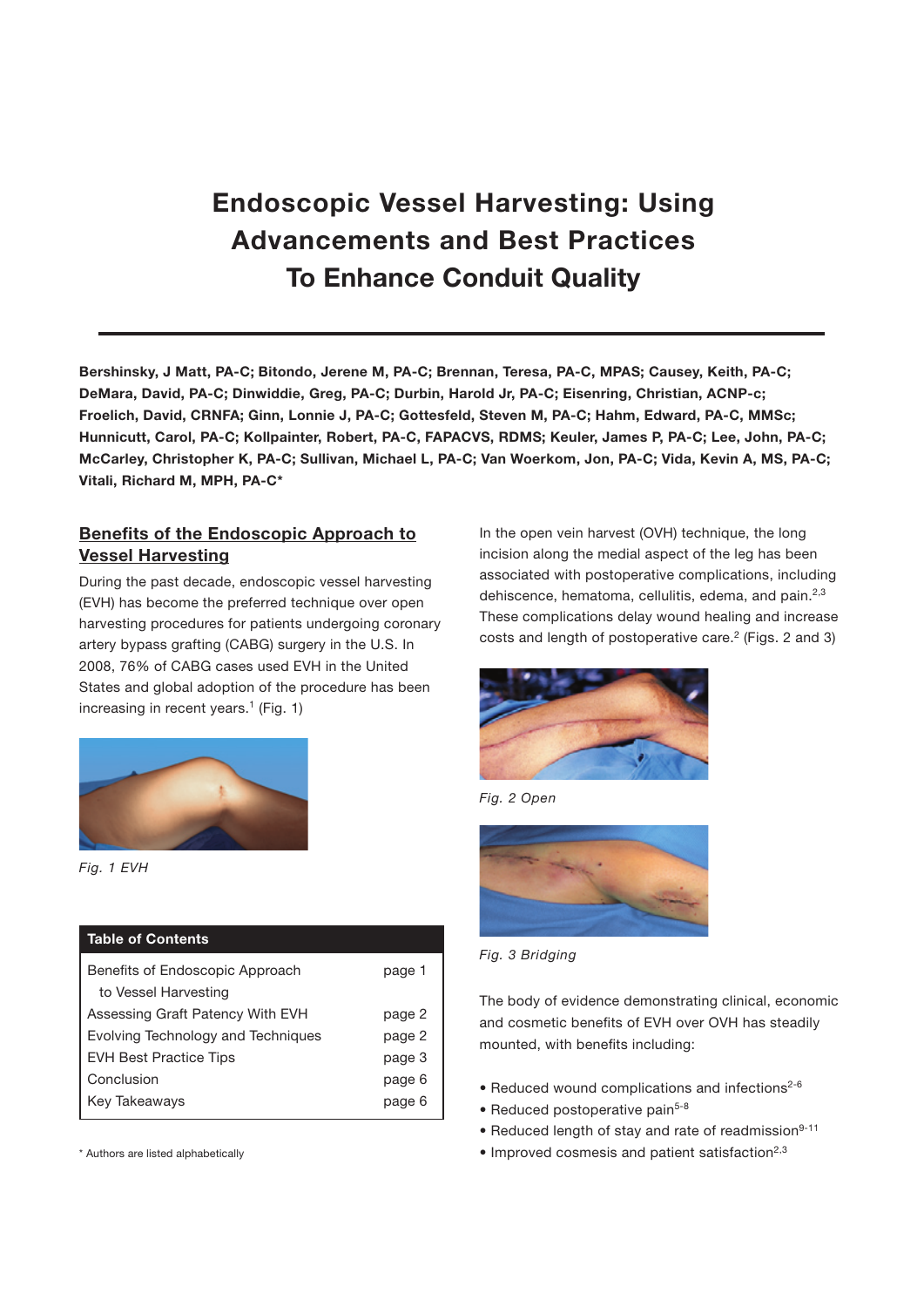# Endoscopic Vessel Harvesting: Using Advancements and Best Practices To Enhance Conduit Quality

**Bershinsky, J Matt, PA-C; Bitondo, Jerene M, PA-C; Brennan, Teresa, PA-C, MPAS; Causey, Keith, PA-C; DeMara, David, PA-C; Dinwiddie, Greg, PA-C; Durbin, Harold Jr, PA-C; Eisenring, Christian, ACNP-c; Froelich, David, CRNFA; Ginn, Lonnie J, PA-C; Gottesfeld, Steven M, PA-C; Hahm, Edward, PA-C, MMSc; Hunnicutt, Carol, PA-C; Kollpainter, Robert, PA-C, FAPACVS, RDMS; Keuler, James P, PA-C; Lee, John, PA-C; McCarley, Christopher K, PA-C; Sullivan, Michael L, PA-C; Van Woerkom, Jon, PA-C; Vida, Kevin A, MS, PA-C; Vitali, Richard M, MPH, PA-C***

## Benefits of the Endoscopic Approach to Vessel Harvesting

During the past decade, endoscopic vessel harvesting (EVH) has become the preferred technique over open harvesting procedures for patients undergoing coronary artery bypass grafting (CABG) surgery in the U.S. In 2008, 76% of CABG cases used EVH in the United States and global adoption of the procedure has been increasing in recent years.[1] (Fig. 1)

*Fig. 1 EVH*

| Table of Contents | |
|---|---|
| Benefits of Endoscopic Approach to Vessel Harvesting | page 1 |
| Assessing Graft Patency With EVH | page 2 |
| Evolving Technology and Techniques | page 2 |
| EVH Best Practice Tips | page 3 |
| Conclusion | page 6 |
| Key Takeaways | page 6 |

\* Authors are listed alphabetically

In the open vein harvest (OVH) technique, the long incision along the medial aspect of the leg has been associated with postoperative complications, including dehiscence, hematoma, cellulitis, edema, and pain.[2,3] These complications delay wound healing and increase costs and length of postoperative care.[2] (Figs. 2 and 3)

*Fig. 2 Open*

*Fig. 3 Bridging*

The body of evidence demonstrating clinical, economic and cosmetic benefits of EVH over OVH has steadily mounted, with benefits including:

- Reduced wound complications and infections[2-6]
- Reduced postoperative pain[5-8]
- Reduced length of stay and rate of readmission[9-11]
- Improved cosmesis and patient satisfaction[2,3]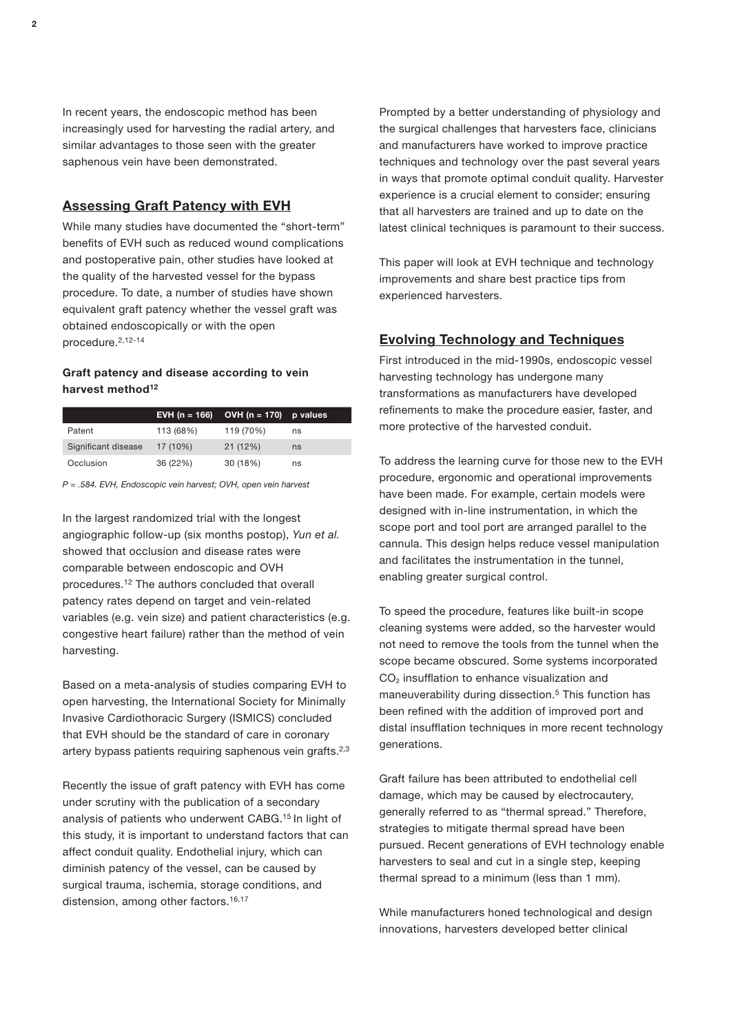In recent years, the endoscopic method has been increasingly used for harvesting the radial artery, and similar advantages to those seen with the greater saphenous vein have been demonstrated.

## Assessing Graft Patency with EVH

While many studies have documented the "short-term" benefits of EVH such as reduced wound complications and postoperative pain, other studies have looked at the quality of the harvested vessel for the bypass procedure. To date, a number of studies have shown equivalent graft patency whether the vessel graft was obtained endoscopically or with the open procedure.[2,12-14]

### Graft patency and disease according to vein harvest method[12]

| | EVH (n = 166) | OVH (n = 170) | p values |
|---|---|---|---|
| Patent | 113 (68%) | 119 (70%) | ns |
| Significant disease | 17 (10%) | 21 (12%) | ns |
| Occlusion | 36 (22%) | 30 (18%) | ns |

*P = .584. EVH, Endoscopic vein harvest; OVH, open vein harvest*

In the largest randomized trial with the longest angiographic follow-up (six months postop), *Yun et al.* showed that occlusion and disease rates were comparable between endoscopic and OVH procedures.[12] The authors concluded that overall patency rates depend on target and vein-related variables (e.g. vein size) and patient characteristics (e.g. congestive heart failure) rather than the method of vein harvesting.

Based on a meta-analysis of studies comparing EVH to open harvesting, the International Society for Minimally Invasive Cardiothoracic Surgery (ISMICS) concluded that EVH should be the standard of care in coronary artery bypass patients requiring saphenous vein grafts.[2,3]

Recently the issue of graft patency with EVH has come under scrutiny with the publication of a secondary analysis of patients who underwent CABG.[15] In light of this study, it is important to understand factors that can affect conduit quality. Endothelial injury, which can diminish patency of the vessel, can be caused by surgical trauma, ischemia, storage conditions, and distension, among other factors.[16,17]

Prompted by a better understanding of physiology and the surgical challenges that harvesters face, clinicians and manufacturers have worked to improve practice techniques and technology over the past several years in ways that promote optimal conduit quality. Harvester experience is a crucial element to consider; ensuring that all harvesters are trained and up to date on the latest clinical techniques is paramount to their success.

This paper will look at EVH technique and technology improvements and share best practice tips from experienced harvesters.

## Evolving Technology and Techniques

First introduced in the mid-1990s, endoscopic vessel harvesting technology has undergone many transformations as manufacturers have developed refinements to make the procedure easier, faster, and more protective of the harvested conduit.

To address the learning curve for those new to the EVH procedure, ergonomic and operational improvements have been made. For example, certain models were designed with in-line instrumentation, in which the scope port and tool port are arranged parallel to the cannula. This design helps reduce vessel manipulation and facilitates the instrumentation in the tunnel, enabling greater surgical control.

To speed the procedure, features like built-in scope cleaning systems were added, so the harvester would not need to remove the tools from the tunnel when the scope became obscured. Some systems incorporated $CO_2$ insufflation to enhance visualization and maneuverability during dissection.[5] This function has been refined with the addition of improved port and distal insufflation techniques in more recent technology generations.

Graft failure has been attributed to endothelial cell damage, which may be caused by electrocautery, generally referred to as "thermal spread." Therefore, strategies to mitigate thermal spread have been pursued. Recent generations of EVH technology enable harvesters to seal and cut in a single step, keeping thermal spread to a minimum (less than 1 mm).

While manufacturers honed technological and design innovations, harvesters developed better clinical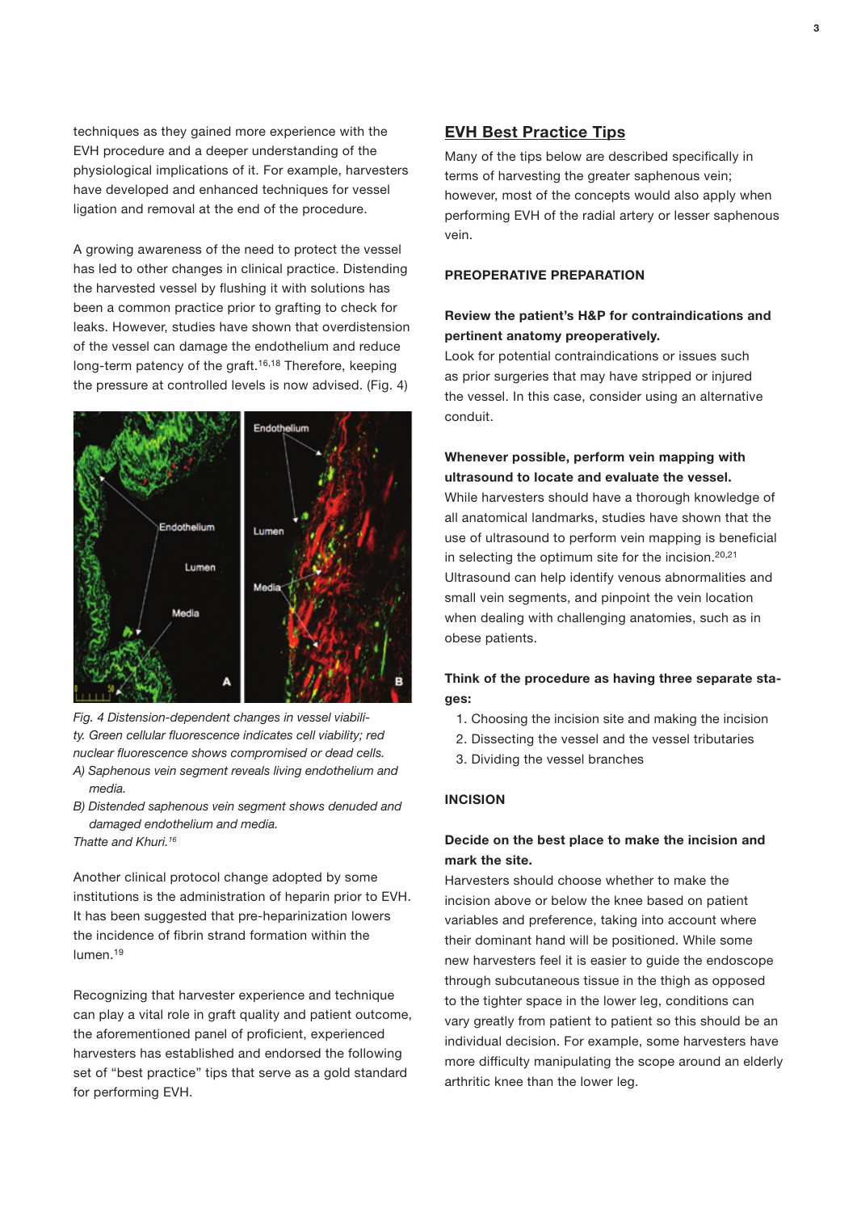techniques as they gained more experience with the EVH procedure and a deeper understanding of the physiological implications of it. For example, harvesters have developed and enhanced techniques for vessel ligation and removal at the end of the procedure.

A growing awareness of the need to protect the vessel has led to other changes in clinical practice. Distending the harvested vessel by flushing it with solutions has been a common practice prior to grafting to check for leaks. However, studies have shown that overdistension of the vessel can damage the endothelium and reduce long-term patency of the graft.[16,18] Therefore, keeping the pressure at controlled levels is now advised. (Fig. 4)

*Fig. 4 Distension-dependent changes in vessel viability. Green cellular fluorescence indicates cell viability; red nuclear fluorescence shows compromised or dead cells.*
*A) Saphenous vein segment reveals living endothelium and media.*
*B) Distended saphenous vein segment shows denuded and damaged endothelium and media.*
*Thatte and Khuri.[16]*

Another clinical protocol change adopted by some institutions is the administration of heparin prior to EVH. It has been suggested that pre-heparinization lowers the incidence of fibrin strand formation within the lumen.[19]

Recognizing that harvester experience and technique can play a vital role in graft quality and patient outcome, the aforementioned panel of proficient, experienced harvesters has established and endorsed the following set of "best practice" tips that serve as a gold standard for performing EVH.

## EVH Best Practice Tips

Many of the tips below are described specifically in terms of harvesting the greater saphenous vein; however, most of the concepts would also apply when performing EVH of the radial artery or lesser saphenous vein.

### PREOPERATIVE PREPARATION

**Review the patient's H&P for contraindications and pertinent anatomy preoperatively.**

Look for potential contraindications or issues such as prior surgeries that may have stripped or injured the vessel. In this case, consider using an alternative conduit.

**Whenever possible, perform vein mapping with ultrasound to locate and evaluate the vessel.**

While harvesters should have a thorough knowledge of all anatomical landmarks, studies have shown that the use of ultrasound to perform vein mapping is beneficial in selecting the optimum site for the incision.[20,21] Ultrasound can help identify venous abnormalities and small vein segments, and pinpoint the vein location when dealing with challenging anatomies, such as in obese patients.

**Think of the procedure as having three separate stages:**

1. Choosing the incision site and making the incision
2. Dissecting the vessel and the vessel tributaries
3. Dividing the vessel branches

### INCISION

**Decide on the best place to make the incision and mark the site.**

Harvesters should choose whether to make the incision above or below the knee based on patient variables and preference, taking into account where their dominant hand will be positioned. While some new harvesters feel it is easier to guide the endoscope through subcutaneous tissue in the thigh as opposed to the tighter space in the lower leg, conditions can vary greatly from patient to patient so this should be an individual decision. For example, some harvesters have more difficulty manipulating the scope around an elderly arthritic knee than the lower leg.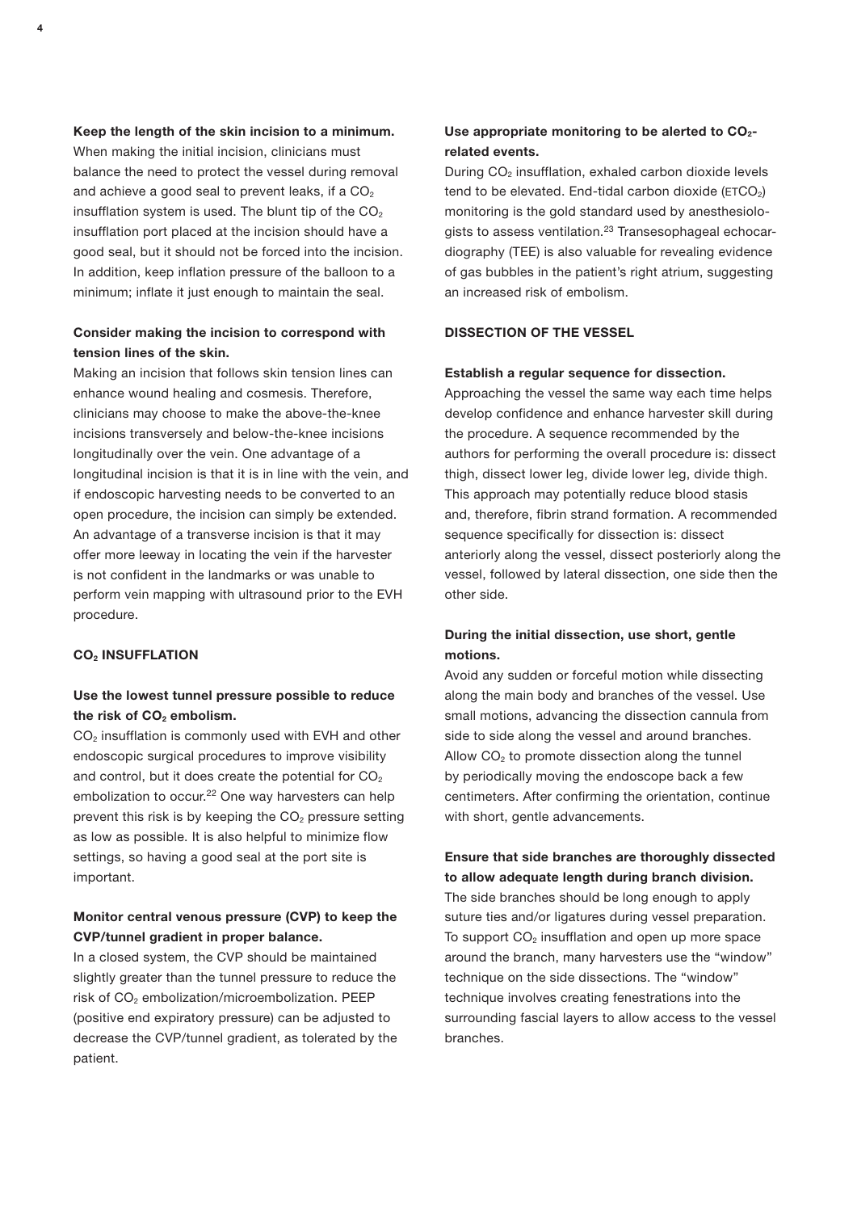**Keep the length of the skin incision to a minimum.**

When making the initial incision, clinicians must balance the need to protect the vessel during removal and achieve a good seal to prevent leaks, if a $CO_2$ insufflation system is used. The blunt tip of the $CO_2$ insufflation port placed at the incision should have a good seal, but it should not be forced into the incision. In addition, keep inflation pressure of the balloon to a minimum; inflate it just enough to maintain the seal.

**Consider making the incision to correspond with tension lines of the skin.**

Making an incision that follows skin tension lines can enhance wound healing and cosmesis. Therefore, clinicians may choose to make the above-the-knee incisions transversely and below-the-knee incisions longitudinally over the vein. One advantage of a longitudinal incision is that it is in line with the vein, and if endoscopic harvesting needs to be converted to an open procedure, the incision can simply be extended. An advantage of a transverse incision is that it may offer more leeway in locating the vein if the harvester is not confident in the landmarks or was unable to perform vein mapping with ultrasound prior to the EVH procedure.

## $CO_2$ INSUFFLATION

**Use the lowest tunnel pressure possible to reduce the risk of $CO_2$ embolism.**

$CO_2$ insufflation is commonly used with EVH and other endoscopic surgical procedures to improve visibility and control, but it does create the potential for $CO_2$ embolization to occur.[22] One way harvesters can help prevent this risk is by keeping the $CO_2$ pressure setting as low as possible. It is also helpful to minimize flow settings, so having a good seal at the port site is important.

**Monitor central venous pressure (CVP) to keep the CVP/tunnel gradient in proper balance.**

In a closed system, the CVP should be maintained slightly greater than the tunnel pressure to reduce the risk of $CO_2$ embolization/microembolization. PEEP (positive end expiratory pressure) can be adjusted to decrease the CVP/tunnel gradient, as tolerated by the patient.

**Use appropriate monitoring to be alerted to $CO_2$-related events.**

During $CO_2$ insufflation, exhaled carbon dioxide levels tend to be elevated. End-tidal carbon dioxide ($ETCO_2$) monitoring is the gold standard used by anesthesiologists to assess ventilation.[23] Transesophageal echocardiography (TEE) is also valuable for revealing evidence of gas bubbles in the patient's right atrium, suggesting an increased risk of embolism.

## DISSECTION OF THE VESSEL

**Establish a regular sequence for dissection.**

Approaching the vessel the same way each time helps develop confidence and enhance harvester skill during the procedure. A sequence recommended by the authors for performing the overall procedure is: dissect thigh, dissect lower leg, divide lower leg, divide thigh. This approach may potentially reduce blood stasis and, therefore, fibrin strand formation. A recommended sequence specifically for dissection is: dissect anteriorly along the vessel, dissect posteriorly along the vessel, followed by lateral dissection, one side then the other side.

**During the initial dissection, use short, gentle motions.**

Avoid any sudden or forceful motion while dissecting along the main body and branches of the vessel. Use small motions, advancing the dissection cannula from side to side along the vessel and around branches. Allow $CO_2$ to promote dissection along the tunnel by periodically moving the endoscope back a few centimeters. After confirming the orientation, continue with short, gentle advancements.

**Ensure that side branches are thoroughly dissected to allow adequate length during branch division.**

The side branches should be long enough to apply suture ties and/or ligatures during vessel preparation. To support $CO_2$ insufflation and open up more space around the branch, many harvesters use the "window" technique on the side dissections. The "window" technique involves creating fenestrations into the surrounding fascial layers to allow access to the vessel branches.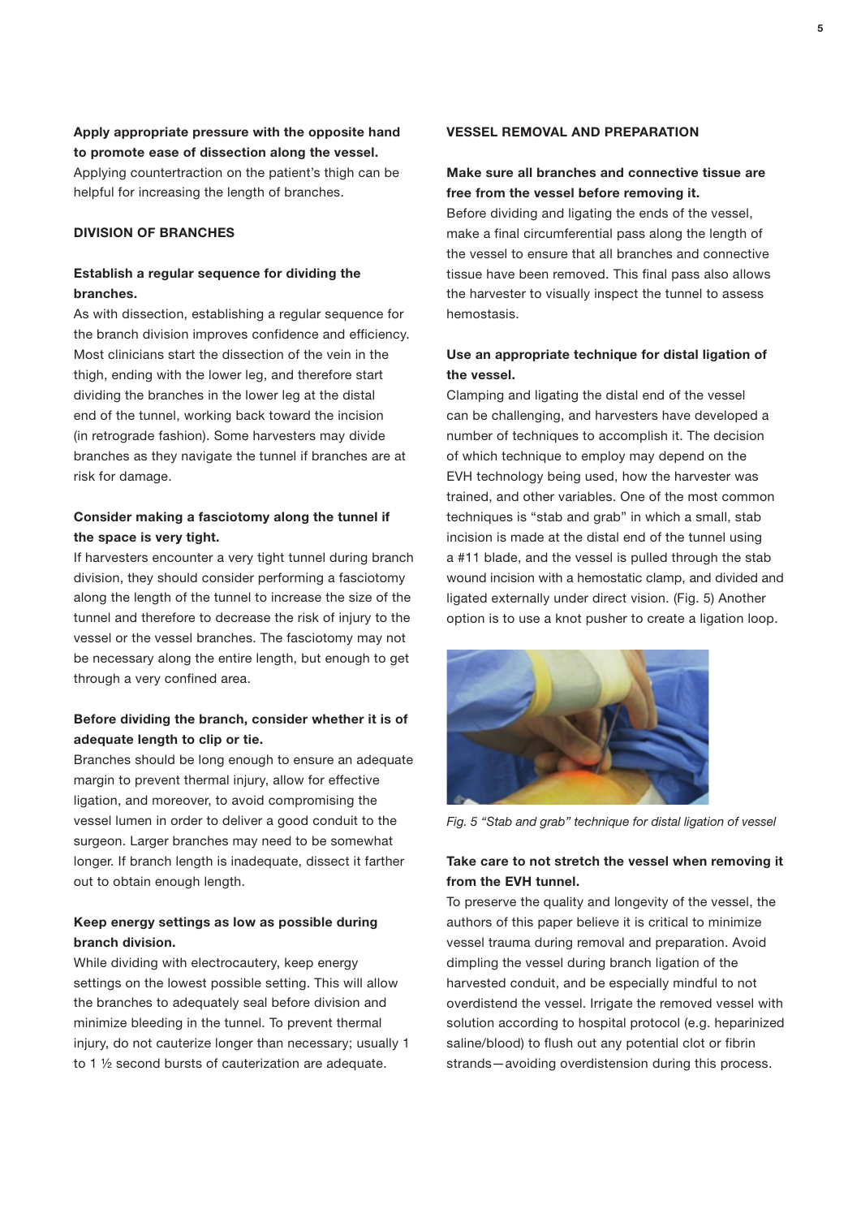**Apply appropriate pressure with the opposite hand to promote ease of dissection along the vessel.**
Applying countertraction on the patient's thigh can be helpful for increasing the length of branches.

## DIVISION OF BRANCHES

**Establish a regular sequence for dividing the branches.**
As with dissection, establishing a regular sequence for the branch division improves confidence and efficiency. Most clinicians start the dissection of the vein in the thigh, ending with the lower leg, and therefore start dividing the branches in the lower leg at the distal end of the tunnel, working back toward the incision (in retrograde fashion). Some harvesters may divide branches as they navigate the tunnel if branches are at risk for damage.

**Consider making a fasciotomy along the tunnel if the space is very tight.**
If harvesters encounter a very tight tunnel during branch division, they should consider performing a fasciotomy along the length of the tunnel to increase the size of the tunnel and therefore to decrease the risk of injury to the vessel or the vessel branches. The fasciotomy may not be necessary along the entire length, but enough to get through a very confined area.

**Before dividing the branch, consider whether it is of adequate length to clip or tie.**
Branches should be long enough to ensure an adequate margin to prevent thermal injury, allow for effective ligation, and moreover, to avoid compromising the vessel lumen in order to deliver a good conduit to the surgeon. Larger branches may need to be somewhat longer. If branch length is inadequate, dissect it farther out to obtain enough length.

**Keep energy settings as low as possible during branch division.**
While dividing with electrocautery, keep energy settings on the lowest possible setting. This will allow the branches to adequately seal before division and minimize bleeding in the tunnel. To prevent thermal injury, do not cauterize longer than necessary; usually 1 to 1 ½ second bursts of cauterization are adequate.

## VESSEL REMOVAL AND PREPARATION

**Make sure all branches and connective tissue are free from the vessel before removing it.**
Before dividing and ligating the ends of the vessel, make a final circumferential pass along the length of the vessel to ensure that all branches and connective tissue have been removed. This final pass also allows the harvester to visually inspect the tunnel to assess hemostasis.

**Use an appropriate technique for distal ligation of the vessel.**
Clamping and ligating the distal end of the vessel can be challenging, and harvesters have developed a number of techniques to accomplish it. The decision of which technique to employ may depend on the EVH technology being used, how the harvester was trained, and other variables. One of the most common techniques is "stab and grab" in which a small, stab incision is made at the distal end of the tunnel using a #11 blade, and the vessel is pulled through the stab wound incision with a hemostatic clamp, and divided and ligated externally under direct vision. (Fig. 5) Another option is to use a knot pusher to create a ligation loop.

*Fig. 5 "Stab and grab" technique for distal ligation of vessel*

**Take care to not stretch the vessel when removing it from the EVH tunnel.**
To preserve the quality and longevity of the vessel, the authors of this paper believe it is critical to minimize vessel trauma during removal and preparation. Avoid dimpling the vessel during branch ligation of the harvested conduit, and be especially mindful to not overdistend the vessel. Irrigate the removed vessel with solution according to hospital protocol (e.g. heparinized saline/blood) to flush out any potential clot or fibrin strands—avoiding overdistension during this process.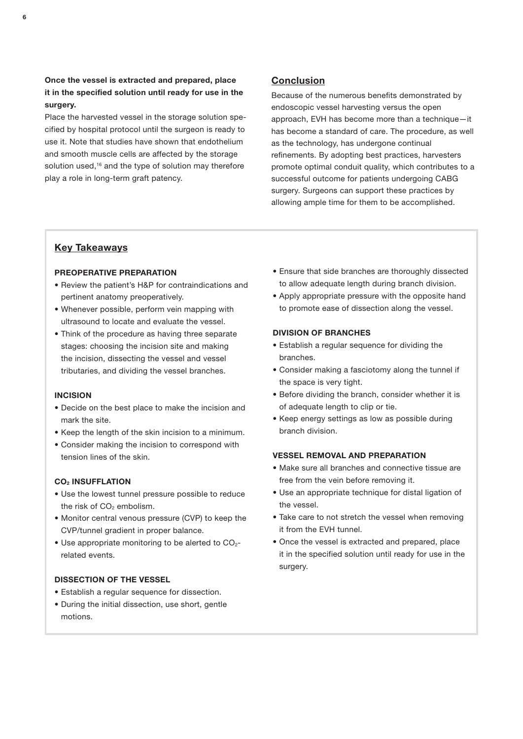**Once the vessel is extracted and prepared, place it in the specified solution until ready for use in the surgery.**

Place the harvested vessel in the storage solution specified by hospital protocol until the surgeon is ready to use it. Note that studies have shown that endothelium and smooth muscle cells are affected by the storage solution used,[16] and the type of solution may therefore play a role in long-term graft patency.

## Conclusion

Because of the numerous benefits demonstrated by endoscopic vessel harvesting versus the open approach, EVH has become more than a technique—it has become a standard of care. The procedure, as well as the technology, has undergone continual refinements. By adopting best practices, harvesters promote optimal conduit quality, which contributes to a successful outcome for patients undergoing CABG surgery. Surgeons can support these practices by allowing ample time for them to be accomplished.

## Key Takeaways

### PREOPERATIVE PREPARATION

- Review the patient's H&P for contraindications and pertinent anatomy preoperatively.
- Whenever possible, perform vein mapping with ultrasound to locate and evaluate the vessel.
- Think of the procedure as having three separate stages: choosing the incision site and making the incision, dissecting the vessel and vessel tributaries, and dividing the vessel branches.

### INCISION

- Decide on the best place to make the incision and mark the site.
- Keep the length of the skin incision to a minimum.
- Consider making the incision to correspond with tension lines of the skin.

### $CO_2$ INSUFFLATION

- Use the lowest tunnel pressure possible to reduce the risk of $CO_2$ embolism.
- Monitor central venous pressure (CVP) to keep the CVP/tunnel gradient in proper balance.
- Use appropriate monitoring to be alerted to $CO_2$-related events.

### DISSECTION OF THE VESSEL

- Establish a regular sequence for dissection.
- During the initial dissection, use short, gentle motions.
- Ensure that side branches are thoroughly dissected to allow adequate length during branch division.
- Apply appropriate pressure with the opposite hand to promote ease of dissection along the vessel.

### DIVISION OF BRANCHES

- Establish a regular sequence for dividing the branches.
- Consider making a fasciotomy along the tunnel if the space is very tight.
- Before dividing the branch, consider whether it is of adequate length to clip or tie.
- Keep energy settings as low as possible during branch division.

### VESSEL REMOVAL AND PREPARATION

- Make sure all branches and connective tissue are free from the vein before removing it.
- Use an appropriate technique for distal ligation of the vessel.
- Take care to not stretch the vessel when removing it from the EVH tunnel.
- Once the vessel is extracted and prepared, place it in the specified solution until ready for use in the surgery.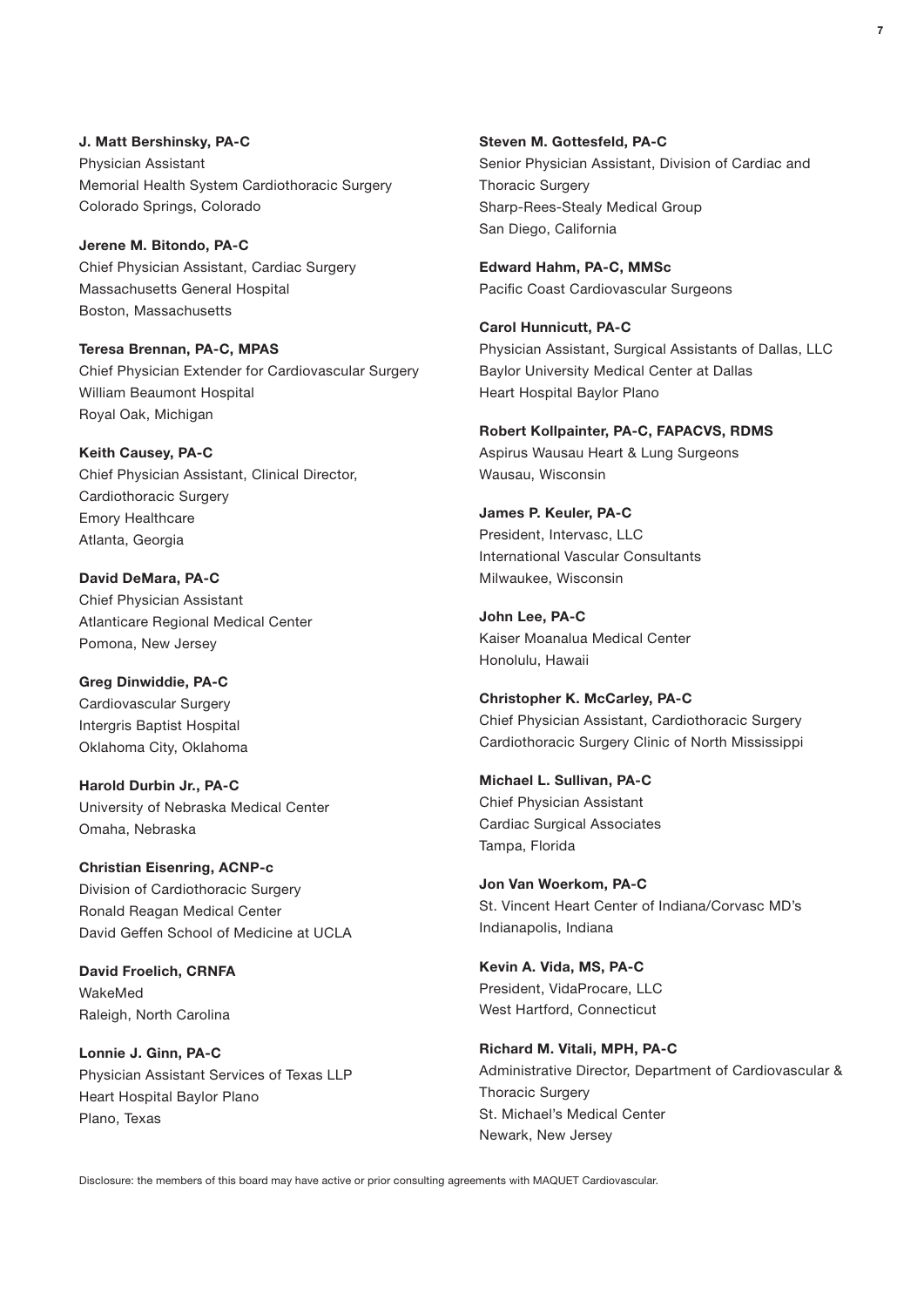**J. Matt Bershinsky, PA-C**
Physician Assistant
Memorial Health System Cardiothoracic Surgery
Colorado Springs, Colorado

**Jerene M. Bitondo, PA-C**
Chief Physician Assistant, Cardiac Surgery
Massachusetts General Hospital
Boston, Massachusetts

**Teresa Brennan, PA-C, MPAS**
Chief Physician Extender for Cardiovascular Surgery
William Beaumont Hospital
Royal Oak, Michigan

**Keith Causey, PA-C**
Chief Physician Assistant, Clinical Director,
Cardiothoracic Surgery
Emory Healthcare
Atlanta, Georgia

**David DeMara, PA-C**
Chief Physician Assistant
Atlanticare Regional Medical Center
Pomona, New Jersey

**Greg Dinwiddie, PA-C**
Cardiovascular Surgery
Intergris Baptist Hospital
Oklahoma City, Oklahoma

**Harold Durbin Jr., PA-C**
University of Nebraska Medical Center
Omaha, Nebraska

**Christian Eisenring, ACNP-c**
Division of Cardiothoracic Surgery
Ronald Reagan Medical Center
David Geffen School of Medicine at UCLA

**David Froelich, CRNFA**
WakeMed
Raleigh, North Carolina

**Lonnie J. Ginn, PA-C**
Physician Assistant Services of Texas LLP
Heart Hospital Baylor Plano
Plano, Texas

**Steven M. Gottesfeld, PA-C**
Senior Physician Assistant, Division of Cardiac and
Thoracic Surgery
Sharp-Rees-Stealy Medical Group
San Diego, California

**Edward Hahm, PA-C, MMSc**
Pacific Coast Cardiovascular Surgeons

**Carol Hunnicutt, PA-C**
Physician Assistant, Surgical Assistants of Dallas, LLC
Baylor University Medical Center at Dallas
Heart Hospital Baylor Plano

**Robert Kollpainter, PA-C, FAPACVS, RDMS**
Aspirus Wausau Heart & Lung Surgeons
Wausau, Wisconsin

**James P. Keuler, PA-C**
President, Intervasc, LLC
International Vascular Consultants
Milwaukee, Wisconsin

**John Lee, PA-C**
Kaiser Moanalua Medical Center
Honolulu, Hawaii

**Christopher K. McCarley, PA-C**
Chief Physician Assistant, Cardiothoracic Surgery
Cardiothoracic Surgery Clinic of North Mississippi

**Michael L. Sullivan, PA-C**
Chief Physician Assistant
Cardiac Surgical Associates
Tampa, Florida

**Jon Van Woerkom, PA-C**
St. Vincent Heart Center of Indiana/Corvasc MD's
Indianapolis, Indiana

**Kevin A. Vida, MS, PA-C**
President, VidaProcare, LLC
West Hartford, Connecticut

**Richard M. Vitali, MPH, PA-C**
Administrative Director, Department of Cardiovascular &
Thoracic Surgery
St. Michael's Medical Center
Newark, New Jersey

Disclosure: the members of this board may have active or prior consulting agreements with MAQUET Cardiovascular.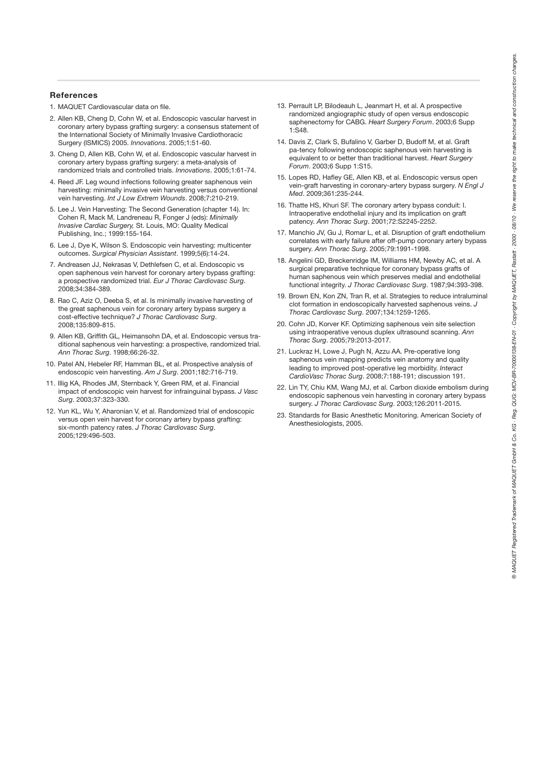## References

1. MAQUET Cardiovascular data on file.
2. Allen KB, Cheng D, Cohn W, et al. Endoscopic vascular harvest in coronary artery bypass grafting surgery: a consensus statement of the International Society of Minimally Invasive Cardiothoracic Surgery (ISMICS) 2005. *Innovations*. 2005;1:51-60.
3. Cheng D, Allen KB, Cohn W, et al. Endoscopic vascular harvest in coronary artery bypass grafting surgery: a meta-analysis of randomized trials and controlled trials. *Innovations*. 2005;1:61-74.
4. Reed JF. Leg wound infections following greater saphenous vein harvesting: minimally invasive vein harvesting versus conventional vein harvesting. *Int J Low Extrem Wounds*. 2008;7:210-219.
5. Lee J. Vein Harvesting: The Second Generation (chapter 14). In: Cohen R, Mack M, Landreneau R, Fonger J (eds): *Minimally Invasive Cardiac Surgery,* St. Louis, MO: Quality Medical Publishing, Inc.; 1999:155-164.
6. Lee J, Dye K, Wilson S. Endoscopic vein harvesting: multicenter outcomes. *Surgical Physician Assistant*. 1999;5(6):14-24.
7. Andreasen JJ, Nekrasas V, Dethlefsen C, et al. Endoscopic vs open saphenous vein harvest for coronary artery bypass grafting: a prospective randomized trial. *Eur J Thorac Cardiovasc Surg*. 2008;34:384-389.
8. Rao C, Aziz O, Deeba S, et al. Is minimally invasive harvesting of the great saphenous vein for coronary artery bypass surgery a cost-effective technique? *J Thorac Cardiovasc Surg*. 2008;135:809-815.
9. Allen KB, Griffith GL, Heimansohn DA, et al. Endoscopic versus traditional saphenous vein harvesting: a prospective, randomized trial. *Ann Thorac Surg*. 1998;66:26-32.
10. Patel AN, Hebeler RF, Hamman BL, et al. Prospective analysis of endoscopic vein harvesting. *Am J Surg*. 2001;182:716-719.
11. Illig KA, Rhodes JM, Sternback Y, Green RM, et al. Financial impact of endoscopic vein harvest for infrainguinal bypass. *J Vasc Surg*. 2003;37:323-330.
12. Yun KL, Wu Y, Aharonian V, et al. Randomized trial of endoscopic versus open vein harvest for coronary artery bypass grafting: six-month patency rates. *J Thorac Cardiovasc Surg*. 2005;129:496-503.
13. Perrault LP, Bilodeauh L, Jeanmart H, et al. A prospective randomized angiographic study of open versus endoscopic saphenectomy for CABG. *Heart Surgery Forum*. 2003;6 Supp 1:S48.
14. Davis Z, Clark S, Bufalino V, Garber D, Budoff M, et al. Graft pa-tency following endoscopic saphenous vein harvesting is equivalent to or better than traditional harvest. *Heart Surgery Forum*. 2003;6 Supp 1:S15.
15. Lopes RD, Hafley GE, Allen KB, et al. Endoscopic versus open vein-graft harvesting in coronary-artery bypass surgery. *N Engl J Med*. 2009;361:235-244.
16. Thatte HS, Khuri SF. The coronary artery bypass conduit: I. Intraoperative endothelial injury and its implication on graft patency. *Ann Thorac Surg*. 2001;72:S2245-2252.
17. Manchio JV, Gu J, Romar L, et al. Disruption of graft endothelium correlates with early failure after off-pump coronary artery bypass surgery. *Ann Thorac Surg*. 2005;79:1991-1998.
18. Angelini GD, Breckenridge IM, Williams HM, Newby AC, et al. A surgical preparative technique for coronary bypass grafts of human saphenous vein which preserves medial and endothelial functional integrity. *J Thorac Cardiovasc Surg*. 1987;94:393-398.
19. Brown EN, Kon ZN, Tran R, et al. Strategies to reduce intraluminal clot formation in endoscopically harvested saphenous veins. *J Thorac Cardiovasc Surg*. 2007;134:1259-1265.
20. Cohn JD, Korver KF. Optimizing saphenous vein site selection using intraoperative venous duplex ultrasound scanning. *Ann Thorac Surg*. 2005;79:2013-2017.
21. Luckraz H, Lowe J, Pugh N, Azzu AA. Pre-operative long saphenous vein mapping predicts vein anatomy and quality leading to improved post-operative leg morbidity. *Interact CardioVasc Thorac Surg*. 2008;7:188-191; discussion 191.
22. Lin TY, Chiu KM, Wang MJ, et al. Carbon dioxide embolism during endoscopic saphenous vein harvesting in coronary artery bypass surgery. *J Thorac Cardiovasc Surg*. 2003;126:2011-2015.
23. Standards for Basic Anesthetic Monitoring. American Society of Anesthesiologists, 2005.

*® MAQUET Registered Trademark of MAQUET GmbH & Co. KG · Reg. QUG: MCV-BR-70000138-EN-01 · Copyright by MAQUET, Rastatt · 2000 · 08/10 · We reserve the right to make technical and construction changes.*